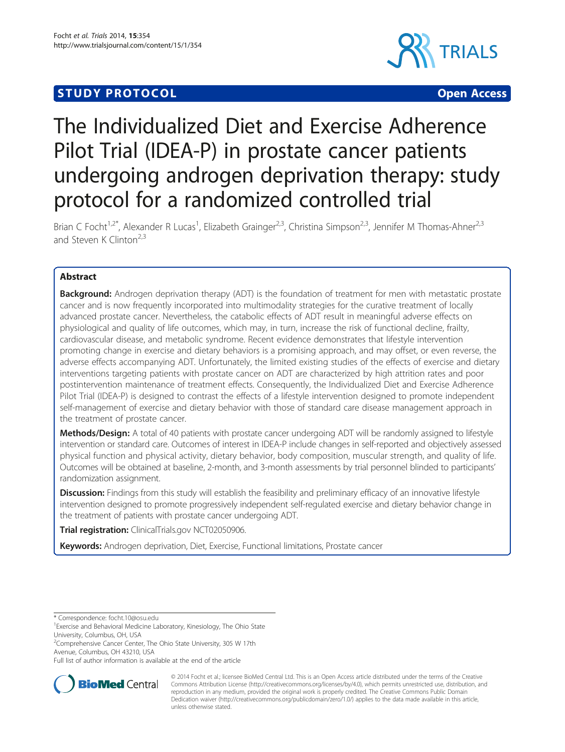STUDY PROTOCOL Open Access

# The Individualized Diet and Exercise Adherence Pilot Trial (IDEA-P) in prostate cancer patients undergoing androgen deprivation therapy: study protocol for a randomized controlled trial

Brian C Focht[1,2*], Alexander R Lucas[1], Elizabeth Grainger[2,3], Christina Simpson[2,3], Jennifer M Thomas-Ahner[2,3] and Steven K Clinton[2,3]

## Abstract

**Background:** Androgen deprivation therapy (ADT) is the foundation of treatment for men with metastatic prostate cancer and is now frequently incorporated into multimodality strategies for the curative treatment of locally advanced prostate cancer. Nevertheless, the catabolic effects of ADT result in meaningful adverse effects on physiological and quality of life outcomes, which may, in turn, increase the risk of functional decline, frailty, cardiovascular disease, and metabolic syndrome. Recent evidence demonstrates that lifestyle intervention promoting change in exercise and dietary behaviors is a promising approach, and may offset, or even reverse, the adverse effects accompanying ADT. Unfortunately, the limited existing studies of the effects of exercise and dietary interventions targeting patients with prostate cancer on ADT are characterized by high attrition rates and poor postintervention maintenance of treatment effects. Consequently, the Individualized Diet and Exercise Adherence Pilot Trial (IDEA-P) is designed to contrast the effects of a lifestyle intervention designed to promote independent self-management of exercise and dietary behavior with those of standard care disease management approach in the treatment of prostate cancer.

**Methods/Design:** A total of 40 patients with prostate cancer undergoing ADT will be randomly assigned to lifestyle intervention or standard care. Outcomes of interest in IDEA-P include changes in self-reported and objectively assessed physical function and physical activity, dietary behavior, body composition, muscular strength, and quality of life. Outcomes will be obtained at baseline, 2-month, and 3-month assessments by trial personnel blinded to participants' randomization assignment.

**Discussion:** Findings from this study will establish the feasibility and preliminary efficacy of an innovative lifestyle intervention designed to promote progressively independent self-regulated exercise and dietary behavior change in the treatment of patients with prostate cancer undergoing ADT.

**Trial registration:** ClinicalTrials.gov NCT02050906.

**Keywords:** Androgen deprivation, Diet, Exercise, Functional limitations, Prostate cancer

---

\* Correspondence: focht.10@osu.edu

[1]Exercise and Behavioral Medicine Laboratory, Kinesiology, The Ohio State University, Columbus, OH, USA

[2]Comprehensive Cancer Center, The Ohio State University, 305 W 17th Avenue, Columbus, OH 43210, USA

Full list of author information is available at the end of the article

© 2014 Focht et al.; licensee BioMed Central Ltd. This is an Open Access article distributed under the terms of the Creative Commons Attribution License (http://creativecommons.org/licenses/by/4.0), which permits unrestricted use, distribution, and reproduction in any medium, provided the original work is properly credited. The Creative Commons Public Domain Dedication waiver (http://creativecommons.org/publicdomain/zero/1.0/) applies to the data made available in this article, unless otherwise stated.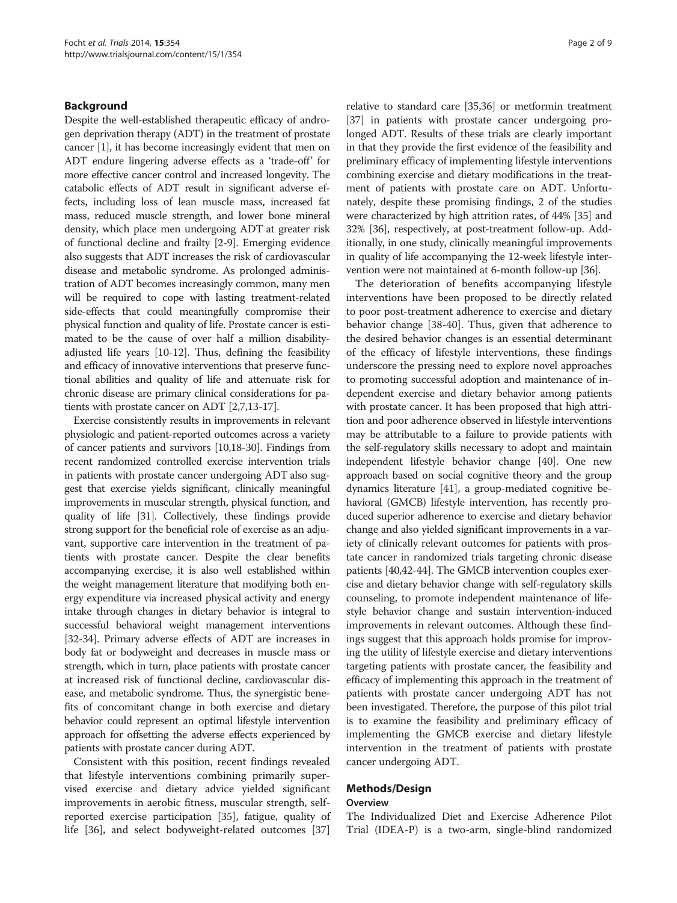## Background

Despite the well-established therapeutic efficacy of androgen deprivation therapy (ADT) in the treatment of prostate cancer [1], it has become increasingly evident that men on ADT endure lingering adverse effects as a 'trade-off' for more effective cancer control and increased longevity. The catabolic effects of ADT result in significant adverse effects, including loss of lean muscle mass, increased fat mass, reduced muscle strength, and lower bone mineral density, which place men undergoing ADT at greater risk of functional decline and frailty [2-9]. Emerging evidence also suggests that ADT increases the risk of cardiovascular disease and metabolic syndrome. As prolonged administration of ADT becomes increasingly common, many men will be required to cope with lasting treatment-related side-effects that could meaningfully compromise their physical function and quality of life. Prostate cancer is estimated to be the cause of over half a million disability-adjusted life years [10-12]. Thus, defining the feasibility and efficacy of innovative interventions that preserve functional abilities and quality of life and attenuate risk for chronic disease are primary clinical considerations for patients with prostate cancer on ADT [2,7,13-17].

Exercise consistently results in improvements in relevant physiologic and patient-reported outcomes across a variety of cancer patients and survivors [10,18-30]. Findings from recent randomized controlled exercise intervention trials in patients with prostate cancer undergoing ADT also suggest that exercise yields significant, clinically meaningful improvements in muscular strength, physical function, and quality of life [31]. Collectively, these findings provide strong support for the beneficial role of exercise as an adjuvant, supportive care intervention in the treatment of patients with prostate cancer. Despite the clear benefits accompanying exercise, it is also well established within the weight management literature that modifying both energy expenditure via increased physical activity and energy intake through changes in dietary behavior is integral to successful behavioral weight management interventions [32-34]. Primary adverse effects of ADT are increases in body fat or bodyweight and decreases in muscle mass or strength, which in turn, place patients with prostate cancer at increased risk of functional decline, cardiovascular disease, and metabolic syndrome. Thus, the synergistic benefits of concomitant change in both exercise and dietary behavior could represent an optimal lifestyle intervention approach for offsetting the adverse effects experienced by patients with prostate cancer during ADT.

Consistent with this position, recent findings revealed that lifestyle interventions combining primarily supervised exercise and dietary advice yielded significant improvements in aerobic fitness, muscular strength, self-reported exercise participation [35], fatigue, quality of life [36], and select bodyweight-related outcomes [37] relative to standard care [35,36] or metformin treatment [37] in patients with prostate cancer undergoing prolonged ADT. Results of these trials are clearly important in that they provide the first evidence of the feasibility and preliminary efficacy of implementing lifestyle interventions combining exercise and dietary modifications in the treatment of patients with prostate care on ADT. Unfortunately, despite these promising findings, 2 of the studies were characterized by high attrition rates, of 44% [35] and 32% [36], respectively, at post-treatment follow-up. Additionally, in one study, clinically meaningful improvements in quality of life accompanying the 12-week lifestyle intervention were not maintained at 6-month follow-up [36].

The deterioration of benefits accompanying lifestyle interventions have been proposed to be directly related to poor post-treatment adherence to exercise and dietary behavior change [38-40]. Thus, given that adherence to the desired behavior changes is an essential determinant of the efficacy of lifestyle interventions, these findings underscore the pressing need to explore novel approaches to promoting successful adoption and maintenance of independent exercise and dietary behavior among patients with prostate cancer. It has been proposed that high attrition and poor adherence observed in lifestyle interventions may be attributable to a failure to provide patients with the self-regulatory skills necessary to adopt and maintain independent lifestyle behavior change [40]. One new approach based on social cognitive theory and the group dynamics literature [41], a group-mediated cognitive behavioral (GMCB) lifestyle intervention, has recently produced superior adherence to exercise and dietary behavior change and also yielded significant improvements in a variety of clinically relevant outcomes for patients with prostate cancer in randomized trials targeting chronic disease patients [40,42-44]. The GMCB intervention couples exercise and dietary behavior change with self-regulatory skills counseling, to promote independent maintenance of lifestyle behavior change and sustain intervention-induced improvements in relevant outcomes. Although these findings suggest that this approach holds promise for improving the utility of lifestyle exercise and dietary interventions targeting patients with prostate cancer, the feasibility and efficacy of implementing this approach in the treatment of patients with prostate cancer undergoing ADT has not been investigated. Therefore, the purpose of this pilot trial is to examine the feasibility and preliminary efficacy of implementing the GMCB exercise and dietary lifestyle intervention in the treatment of patients with prostate cancer undergoing ADT.

## Methods/Design

### Overview

The Individualized Diet and Exercise Adherence Pilot Trial (IDEA-P) is a two-arm, single-blind randomized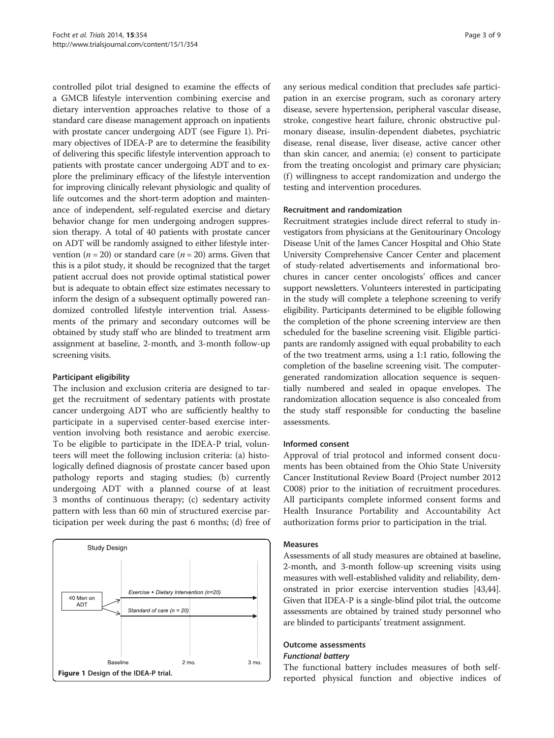controlled pilot trial designed to examine the effects of a GMCB lifestyle intervention combining exercise and dietary intervention approaches relative to those of a standard care disease management approach on inpatients with prostate cancer undergoing ADT (see Figure 1). Primary objectives of IDEA-P are to determine the feasibility of delivering this specific lifestyle intervention approach to patients with prostate cancer undergoing ADT and to explore the preliminary efficacy of the lifestyle intervention for improving clinically relevant physiologic and quality of life outcomes and the short-term adoption and maintenance of independent, self-regulated exercise and dietary behavior change for men undergoing androgen suppression therapy. A total of 40 patients with prostate cancer on ADT will be randomly assigned to either lifestyle intervention ($n = 20$) or standard care ($n = 20$) arms. Given that this is a pilot study, it should be recognized that the target patient accrual does not provide optimal statistical power but is adequate to obtain effect size estimates necessary to inform the design of a subsequent optimally powered randomized controlled lifestyle intervention trial. Assessments of the primary and secondary outcomes will be obtained by study staff who are blinded to treatment arm assignment at baseline, 2-month, and 3-month follow-up screening visits.

#### Participant eligibility

The inclusion and exclusion criteria are designed to target the recruitment of sedentary patients with prostate cancer undergoing ADT who are sufficiently healthy to participate in a supervised center-based exercise intervention involving both resistance and aerobic exercise. To be eligible to participate in the IDEA-P trial, volunteers will meet the following inclusion criteria: (a) histologically defined diagnosis of prostate cancer based upon pathology reports and staging studies; (b) currently undergoing ADT with a planned course of at least 3 months of continuous therapy; (c) sedentary activity pattern with less than 60 min of structured exercise participation per week during the past 6 months; (d) free of any serious medical condition that precludes safe participation in an exercise program, such as coronary artery disease, severe hypertension, peripheral vascular disease, stroke, congestive heart failure, chronic obstructive pulmonary disease, insulin-dependent diabetes, psychiatric disease, renal disease, liver disease, active cancer other than skin cancer, and anemia; (e) consent to participate from the treating oncologist and primary care physician; (f) willingness to accept randomization and undergo the testing and intervention procedures.

Study Design

40 Men on ADT → Exercise + Dietary Intervention (n=20); Standard of care (n = 20)

Baseline — 2 mo. — 3 mo.

**Figure 1** Design of the IDEA-P trial.

#### Recruitment and randomization

Recruitment strategies include direct referral to study investigators from physicians at the Genitourinary Oncology Disease Unit of the James Cancer Hospital and Ohio State University Comprehensive Cancer Center and placement of study-related advertisements and informational brochures in cancer center oncologists' offices and cancer support newsletters. Volunteers interested in participating in the study will complete a telephone screening to verify eligibility. Participants determined to be eligible following the completion of the phone screening interview are then scheduled for the baseline screening visit. Eligible participants are randomly assigned with equal probability to each of the two treatment arms, using a 1:1 ratio, following the completion of the baseline screening visit. The computer-generated randomization allocation sequence is sequentially numbered and sealed in opaque envelopes. The randomization allocation sequence is also concealed from the study staff responsible for conducting the baseline assessments.

#### Informed consent

Approval of trial protocol and informed consent documents has been obtained from the Ohio State University Cancer Institutional Review Board (Project number 2012 C008) prior to the initiation of recruitment procedures. All participants complete informed consent forms and Health Insurance Portability and Accountability Act authorization forms prior to participation in the trial.

#### Measures

Assessments of all study measures are obtained at baseline, 2-month, and 3-month follow-up screening visits using measures with well-established validity and reliability, demonstrated in prior exercise intervention studies [43,44]. Given that IDEA-P is a single-blind pilot trial, the outcome assessments are obtained by trained study personnel who are blinded to participants' treatment assignment.

#### Outcome assessments

##### *Functional battery*

The functional battery includes measures of both self-reported physical function and objective indices of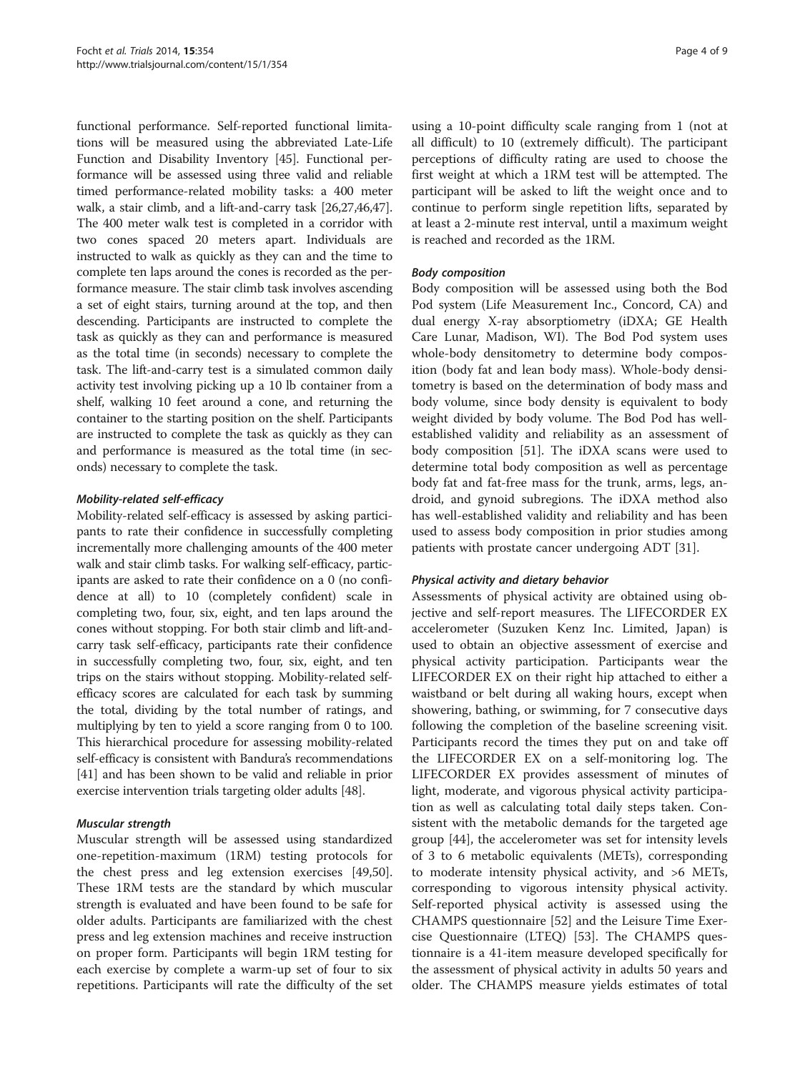functional performance. Self-reported functional limitations will be measured using the abbreviated Late-Life Function and Disability Inventory [45]. Functional performance will be assessed using three valid and reliable timed performance-related mobility tasks: a 400 meter walk, a stair climb, and a lift-and-carry task [26,27,46,47]. The 400 meter walk test is completed in a corridor with two cones spaced 20 meters apart. Individuals are instructed to walk as quickly as they can and the time to complete ten laps around the cones is recorded as the performance measure. The stair climb task involves ascending a set of eight stairs, turning around at the top, and then descending. Participants are instructed to complete the task as quickly as they can and performance is measured as the total time (in seconds) necessary to complete the task. The lift-and-carry test is a simulated common daily activity test involving picking up a 10 lb container from a shelf, walking 10 feet around a cone, and returning the container to the starting position on the shelf. Participants are instructed to complete the task as quickly as they can and performance is measured as the total time (in seconds) necessary to complete the task.

#### *Mobility-related self-efficacy*

Mobility-related self-efficacy is assessed by asking participants to rate their confidence in successfully completing incrementally more challenging amounts of the 400 meter walk and stair climb tasks. For walking self-efficacy, participants are asked to rate their confidence on a 0 (no confidence at all) to 10 (completely confident) scale in completing two, four, six, eight, and ten laps around the cones without stopping. For both stair climb and lift-and-carry task self-efficacy, participants rate their confidence in successfully completing two, four, six, eight, and ten trips on the stairs without stopping. Mobility-related self-efficacy scores are calculated for each task by summing the total, dividing by the total number of ratings, and multiplying by ten to yield a score ranging from 0 to 100. This hierarchical procedure for assessing mobility-related self-efficacy is consistent with Bandura's recommendations [41] and has been shown to be valid and reliable in prior exercise intervention trials targeting older adults [48].

#### *Muscular strength*

Muscular strength will be assessed using standardized one-repetition-maximum (1RM) testing protocols for the chest press and leg extension exercises [49,50]. These 1RM tests are the standard by which muscular strength is evaluated and have been found to be safe for older adults. Participants are familiarized with the chest press and leg extension machines and receive instruction on proper form. Participants will begin 1RM testing for each exercise by complete a warm-up set of four to six repetitions. Participants will rate the difficulty of the set using a 10-point difficulty scale ranging from 1 (not at all difficult) to 10 (extremely difficult). The participant perceptions of difficulty rating are used to choose the first weight at which a 1RM test will be attempted. The participant will be asked to lift the weight once and to continue to perform single repetition lifts, separated by at least a 2-minute rest interval, until a maximum weight is reached and recorded as the 1RM.

#### *Body composition*

Body composition will be assessed using both the Bod Pod system (Life Measurement Inc., Concord, CA) and dual energy X-ray absorptiometry (iDXA; GE Health Care Lunar, Madison, WI). The Bod Pod system uses whole-body densitometry to determine body composition (body fat and lean body mass). Whole-body densitometry is based on the determination of body mass and body volume, since body density is equivalent to body weight divided by body volume. The Bod Pod has well-established validity and reliability as an assessment of body composition [51]. The iDXA scans were used to determine total body composition as well as percentage body fat and fat-free mass for the trunk, arms, legs, android, and gynoid subregions. The iDXA method also has well-established validity and reliability and has been used to assess body composition in prior studies among patients with prostate cancer undergoing ADT [31].

#### *Physical activity and dietary behavior*

Assessments of physical activity are obtained using objective and self-report measures. The LIFECORDER EX accelerometer (Suzuken Kenz Inc. Limited, Japan) is used to obtain an objective assessment of exercise and physical activity participation. Participants wear the LIFECORDER EX on their right hip attached to either a waistband or belt during all waking hours, except when showering, bathing, or swimming, for 7 consecutive days following the completion of the baseline screening visit. Participants record the times they put on and take off the LIFECORDER EX on a self-monitoring log. The LIFECORDER EX provides assessment of minutes of light, moderate, and vigorous physical activity participation as well as calculating total daily steps taken. Consistent with the metabolic demands for the targeted age group [44], the accelerometer was set for intensity levels of 3 to 6 metabolic equivalents (METs), corresponding to moderate intensity physical activity, and >6 METs, corresponding to vigorous intensity physical activity. Self-reported physical activity is assessed using the CHAMPS questionnaire [52] and the Leisure Time Exercise Questionnaire (LTEQ) [53]. The CHAMPS questionnaire is a 41-item measure developed specifically for the assessment of physical activity in adults 50 years and older. The CHAMPS measure yields estimates of total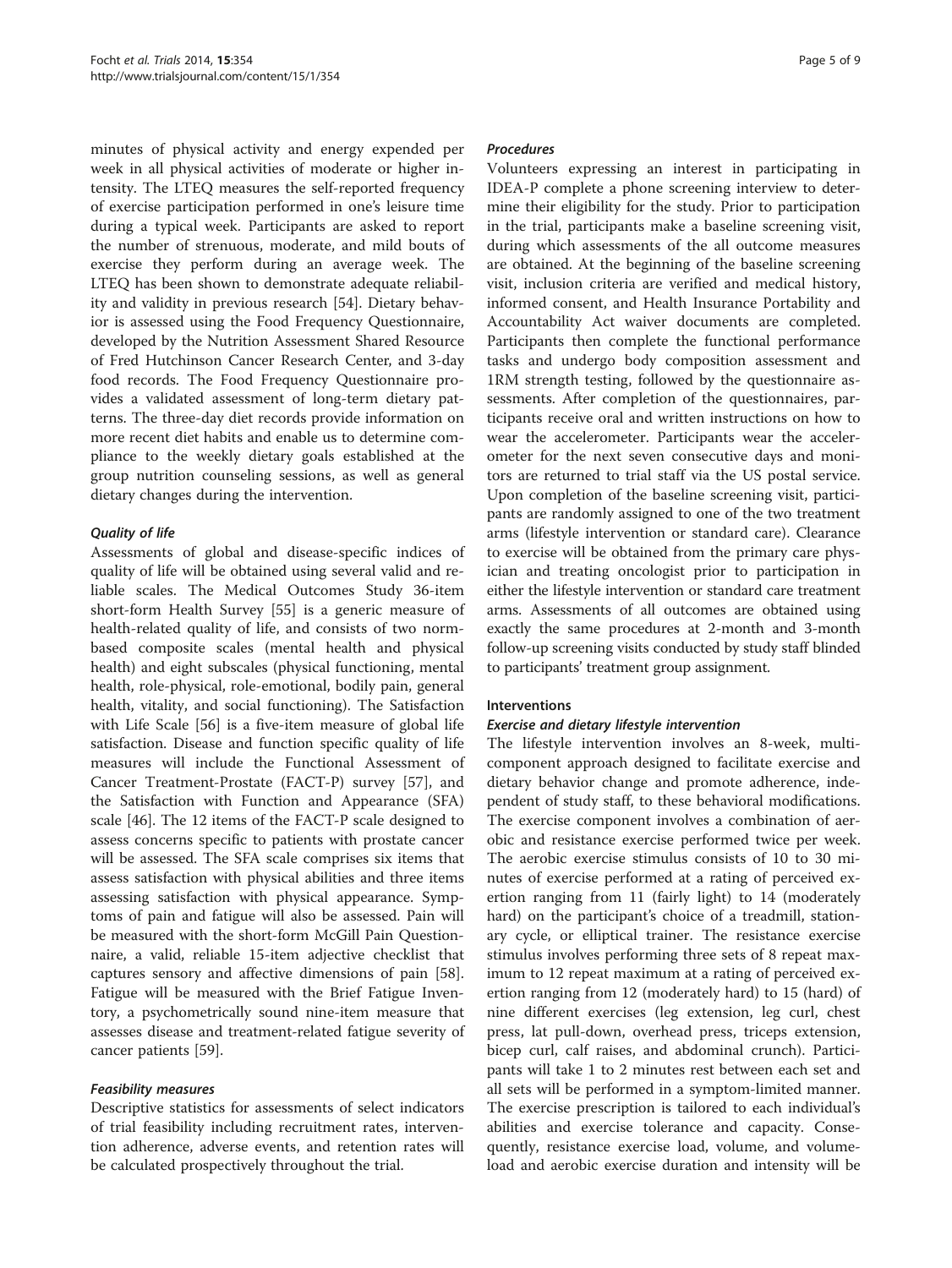minutes of physical activity and energy expended per week in all physical activities of moderate or higher intensity. The LTEQ measures the self-reported frequency of exercise participation performed in one's leisure time during a typical week. Participants are asked to report the number of strenuous, moderate, and mild bouts of exercise they perform during an average week. The LTEQ has been shown to demonstrate adequate reliability and validity in previous research [54]. Dietary behavior is assessed using the Food Frequency Questionnaire, developed by the Nutrition Assessment Shared Resource of Fred Hutchinson Cancer Research Center, and 3-day food records. The Food Frequency Questionnaire provides a validated assessment of long-term dietary patterns. The three-day diet records provide information on more recent diet habits and enable us to determine compliance to the weekly dietary goals established at the group nutrition counseling sessions, as well as general dietary changes during the intervention.

#### *Quality of life*

Assessments of global and disease-specific indices of quality of life will be obtained using several valid and reliable scales. The Medical Outcomes Study 36-item short-form Health Survey [55] is a generic measure of health-related quality of life, and consists of two norm-based composite scales (mental health and physical health) and eight subscales (physical functioning, mental health, role-physical, role-emotional, bodily pain, general health, vitality, and social functioning). The Satisfaction with Life Scale [56] is a five-item measure of global life satisfaction. Disease and function specific quality of life measures will include the Functional Assessment of Cancer Treatment-Prostate (FACT-P) survey [57], and the Satisfaction with Function and Appearance (SFA) scale [46]. The 12 items of the FACT-P scale designed to assess concerns specific to patients with prostate cancer will be assessed. The SFA scale comprises six items that assess satisfaction with physical abilities and three items assessing satisfaction with physical appearance. Symptoms of pain and fatigue will also be assessed. Pain will be measured with the short-form McGill Pain Questionnaire, a valid, reliable 15-item adjective checklist that captures sensory and affective dimensions of pain [58]. Fatigue will be measured with the Brief Fatigue Inventory, a psychometrically sound nine-item measure that assesses disease and treatment-related fatigue severity of cancer patients [59].

#### *Feasibility measures*

Descriptive statistics for assessments of select indicators of trial feasibility including recruitment rates, intervention adherence, adverse events, and retention rates will be calculated prospectively throughout the trial.

#### *Procedures*

Volunteers expressing an interest in participating in IDEA-P complete a phone screening interview to determine their eligibility for the study. Prior to participation in the trial, participants make a baseline screening visit, during which assessments of the all outcome measures are obtained. At the beginning of the baseline screening visit, inclusion criteria are verified and medical history, informed consent, and Health Insurance Portability and Accountability Act waiver documents are completed. Participants then complete the functional performance tasks and undergo body composition assessment and 1RM strength testing, followed by the questionnaire assessments. After completion of the questionnaires, participants receive oral and written instructions on how to wear the accelerometer. Participants wear the accelerometer for the next seven consecutive days and monitors are returned to trial staff via the US postal service. Upon completion of the baseline screening visit, participants are randomly assigned to one of the two treatment arms (lifestyle intervention or standard care). Clearance to exercise will be obtained from the primary care physician and treating oncologist prior to participation in either the lifestyle intervention or standard care treatment arms. Assessments of all outcomes are obtained using exactly the same procedures at 2-month and 3-month follow-up screening visits conducted by study staff blinded to participants' treatment group assignment.

### Interventions

#### *Exercise and dietary lifestyle intervention*

The lifestyle intervention involves an 8-week, multi-component approach designed to facilitate exercise and dietary behavior change and promote adherence, independent of study staff, to these behavioral modifications. The exercise component involves a combination of aerobic and resistance exercise performed twice per week. The aerobic exercise stimulus consists of 10 to 30 minutes of exercise performed at a rating of perceived exertion ranging from 11 (fairly light) to 14 (moderately hard) on the participant's choice of a treadmill, stationary cycle, or elliptical trainer. The resistance exercise stimulus involves performing three sets of 8 repeat maximum to 12 repeat maximum at a rating of perceived exertion ranging from 12 (moderately hard) to 15 (hard) of nine different exercises (leg extension, leg curl, chest press, lat pull-down, overhead press, triceps extension, bicep curl, calf raises, and abdominal crunch). Participants will take 1 to 2 minutes rest between each set and all sets will be performed in a symptom-limited manner. The exercise prescription is tailored to each individual's abilities and exercise tolerance and capacity. Consequently, resistance exercise load, volume, and volume-load and aerobic exercise duration and intensity will be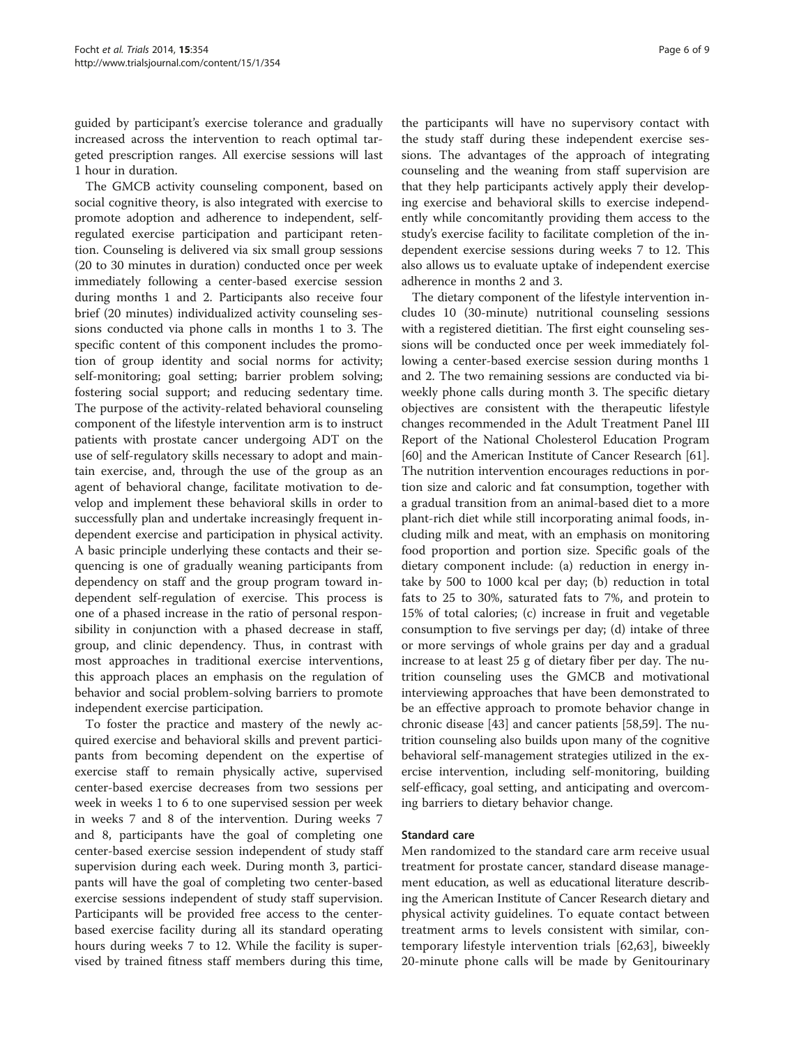guided by participant's exercise tolerance and gradually increased across the intervention to reach optimal targeted prescription ranges. All exercise sessions will last 1 hour in duration.

The GMCB activity counseling component, based on social cognitive theory, is also integrated with exercise to promote adoption and adherence to independent, self-regulated exercise participation and participant retention. Counseling is delivered via six small group sessions (20 to 30 minutes in duration) conducted once per week immediately following a center-based exercise session during months 1 and 2. Participants also receive four brief (20 minutes) individualized activity counseling sessions conducted via phone calls in months 1 to 3. The specific content of this component includes the promotion of group identity and social norms for activity; self-monitoring; goal setting; barrier problem solving; fostering social support; and reducing sedentary time. The purpose of the activity-related behavioral counseling component of the lifestyle intervention arm is to instruct patients with prostate cancer undergoing ADT on the use of self-regulatory skills necessary to adopt and maintain exercise, and, through the use of the group as an agent of behavioral change, facilitate motivation to develop and implement these behavioral skills in order to successfully plan and undertake increasingly frequent independent exercise and participation in physical activity. A basic principle underlying these contacts and their sequencing is one of gradually weaning participants from dependency on staff and the group program toward independent self-regulation of exercise. This process is one of a phased increase in the ratio of personal responsibility in conjunction with a phased decrease in staff, group, and clinic dependency. Thus, in contrast with most approaches in traditional exercise interventions, this approach places an emphasis on the regulation of behavior and social problem-solving barriers to promote independent exercise participation.

To foster the practice and mastery of the newly acquired exercise and behavioral skills and prevent participants from becoming dependent on the expertise of exercise staff to remain physically active, supervised center-based exercise decreases from two sessions per week in weeks 1 to 6 to one supervised session per week in weeks 7 and 8 of the intervention. During weeks 7 and 8, participants have the goal of completing one center-based exercise session independent of study staff supervision during each week. During month 3, participants will have the goal of completing two center-based exercise sessions independent of study staff supervision. Participants will be provided free access to the center-based exercise facility during all its standard operating hours during weeks 7 to 12. While the facility is supervised by trained fitness staff members during this time, the participants will have no supervisory contact with the study staff during these independent exercise sessions. The advantages of the approach of integrating counseling and the weaning from staff supervision are that they help participants actively apply their developing exercise and behavioral skills to exercise independently while concomitantly providing them access to the study's exercise facility to facilitate completion of the independent exercise sessions during weeks 7 to 12. This also allows us to evaluate uptake of independent exercise adherence in months 2 and 3.

The dietary component of the lifestyle intervention includes 10 (30-minute) nutritional counseling sessions with a registered dietitian. The first eight counseling sessions will be conducted once per week immediately following a center-based exercise session during months 1 and 2. The two remaining sessions are conducted via biweekly phone calls during month 3. The specific dietary objectives are consistent with the therapeutic lifestyle changes recommended in the Adult Treatment Panel III Report of the National Cholesterol Education Program [60] and the American Institute of Cancer Research [61]. The nutrition intervention encourages reductions in portion size and caloric and fat consumption, together with a gradual transition from an animal-based diet to a more plant-rich diet while still incorporating animal foods, including milk and meat, with an emphasis on monitoring food proportion and portion size. Specific goals of the dietary component include: (a) reduction in energy intake by 500 to 1000 kcal per day; (b) reduction in total fats to 25 to 30%, saturated fats to 7%, and protein to 15% of total calories; (c) increase in fruit and vegetable consumption to five servings per day; (d) intake of three or more servings of whole grains per day and a gradual increase to at least 25 g of dietary fiber per day. The nutrition counseling uses the GMCB and motivational interviewing approaches that have been demonstrated to be an effective approach to promote behavior change in chronic disease [43] and cancer patients [58,59]. The nutrition counseling also builds upon many of the cognitive behavioral self-management strategies utilized in the exercise intervention, including self-monitoring, building self-efficacy, goal setting, and anticipating and overcoming barriers to dietary behavior change.

#### Standard care

Men randomized to the standard care arm receive usual treatment for prostate cancer, standard disease management education, as well as educational literature describing the American Institute of Cancer Research dietary and physical activity guidelines. To equate contact between treatment arms to levels consistent with similar, contemporary lifestyle intervention trials [62,63], biweekly 20-minute phone calls will be made by Genitourinary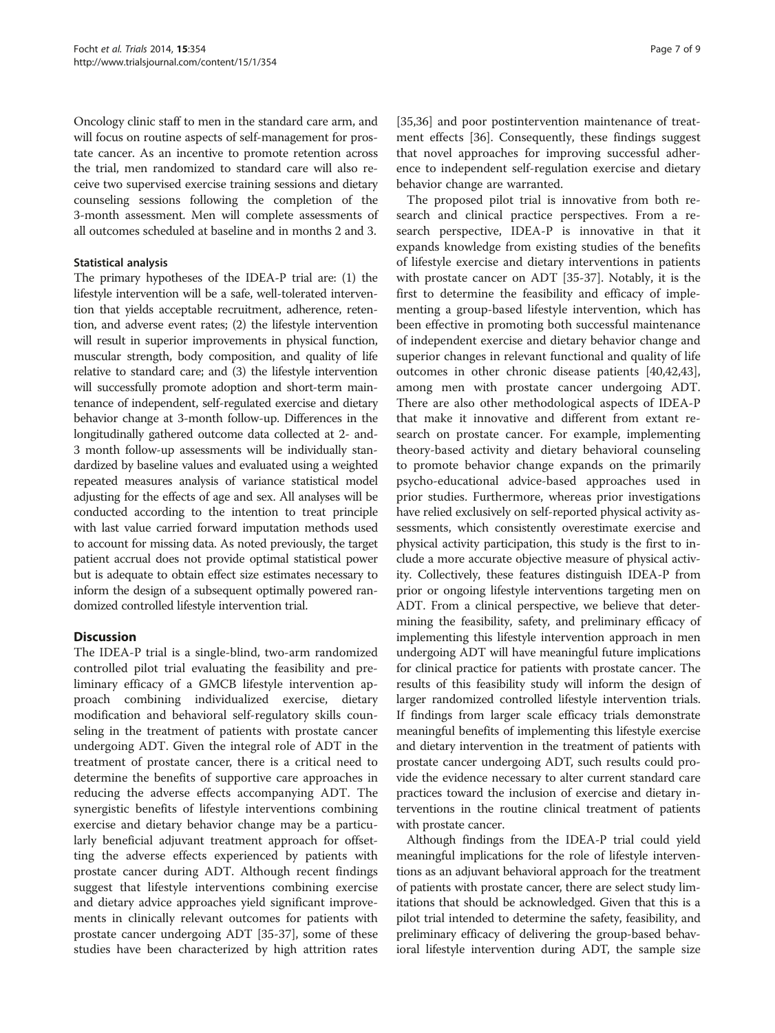Oncology clinic staff to men in the standard care arm, and will focus on routine aspects of self-management for prostate cancer. As an incentive to promote retention across the trial, men randomized to standard care will also receive two supervised exercise training sessions and dietary counseling sessions following the completion of the 3-month assessment. Men will complete assessments of all outcomes scheduled at baseline and in months 2 and 3.

### Statistical analysis

The primary hypotheses of the IDEA-P trial are: (1) the lifestyle intervention will be a safe, well-tolerated intervention that yields acceptable recruitment, adherence, retention, and adverse event rates; (2) the lifestyle intervention will result in superior improvements in physical function, muscular strength, body composition, and quality of life relative to standard care; and (3) the lifestyle intervention will successfully promote adoption and short-term maintenance of independent, self-regulated exercise and dietary behavior change at 3-month follow-up. Differences in the longitudinally gathered outcome data collected at 2- and-3 month follow-up assessments will be individually standardized by baseline values and evaluated using a weighted repeated measures analysis of variance statistical model adjusting for the effects of age and sex. All analyses will be conducted according to the intention to treat principle with last value carried forward imputation methods used to account for missing data. As noted previously, the target patient accrual does not provide optimal statistical power but is adequate to obtain effect size estimates necessary to inform the design of a subsequent optimally powered randomized controlled lifestyle intervention trial.

## Discussion

The IDEA-P trial is a single-blind, two-arm randomized controlled pilot trial evaluating the feasibility and preliminary efficacy of a GMCB lifestyle intervention approach combining individualized exercise, dietary modification and behavioral self-regulatory skills counseling in the treatment of patients with prostate cancer undergoing ADT. Given the integral role of ADT in the treatment of prostate cancer, there is a critical need to determine the benefits of supportive care approaches in reducing the adverse effects accompanying ADT. The synergistic benefits of lifestyle interventions combining exercise and dietary behavior change may be a particularly beneficial adjuvant treatment approach for offsetting the adverse effects experienced by patients with prostate cancer during ADT. Although recent findings suggest that lifestyle interventions combining exercise and dietary advice approaches yield significant improvements in clinically relevant outcomes for patients with prostate cancer undergoing ADT [35-37], some of these studies have been characterized by high attrition rates [35,36] and poor postintervention maintenance of treatment effects [36]. Consequently, these findings suggest that novel approaches for improving successful adherence to independent self-regulation exercise and dietary behavior change are warranted.

The proposed pilot trial is innovative from both research and clinical practice perspectives. From a research perspective, IDEA-P is innovative in that it expands knowledge from existing studies of the benefits of lifestyle exercise and dietary interventions in patients with prostate cancer on ADT [35-37]. Notably, it is the first to determine the feasibility and efficacy of implementing a group-based lifestyle intervention, which has been effective in promoting both successful maintenance of independent exercise and dietary behavior change and superior changes in relevant functional and quality of life outcomes in other chronic disease patients [40,42,43], among men with prostate cancer undergoing ADT. There are also other methodological aspects of IDEA-P that make it innovative and different from extant research on prostate cancer. For example, implementing theory-based activity and dietary behavioral counseling to promote behavior change expands on the primarily psycho-educational advice-based approaches used in prior studies. Furthermore, whereas prior investigations have relied exclusively on self-reported physical activity assessments, which consistently overestimate exercise and physical activity participation, this study is the first to include a more accurate objective measure of physical activity. Collectively, these features distinguish IDEA-P from prior or ongoing lifestyle interventions targeting men on ADT. From a clinical perspective, we believe that determining the feasibility, safety, and preliminary efficacy of implementing this lifestyle intervention approach in men undergoing ADT will have meaningful future implications for clinical practice for patients with prostate cancer. The results of this feasibility study will inform the design of larger randomized controlled lifestyle intervention trials. If findings from larger scale efficacy trials demonstrate meaningful benefits of implementing this lifestyle exercise and dietary intervention in the treatment of patients with prostate cancer undergoing ADT, such results could provide the evidence necessary to alter current standard care practices toward the inclusion of exercise and dietary interventions in the routine clinical treatment of patients with prostate cancer.

Although findings from the IDEA-P trial could yield meaningful implications for the role of lifestyle interventions as an adjuvant behavioral approach for the treatment of patients with prostate cancer, there are select study limitations that should be acknowledged. Given that this is a pilot trial intended to determine the safety, feasibility, and preliminary efficacy of delivering the group-based behavioral lifestyle intervention during ADT, the sample size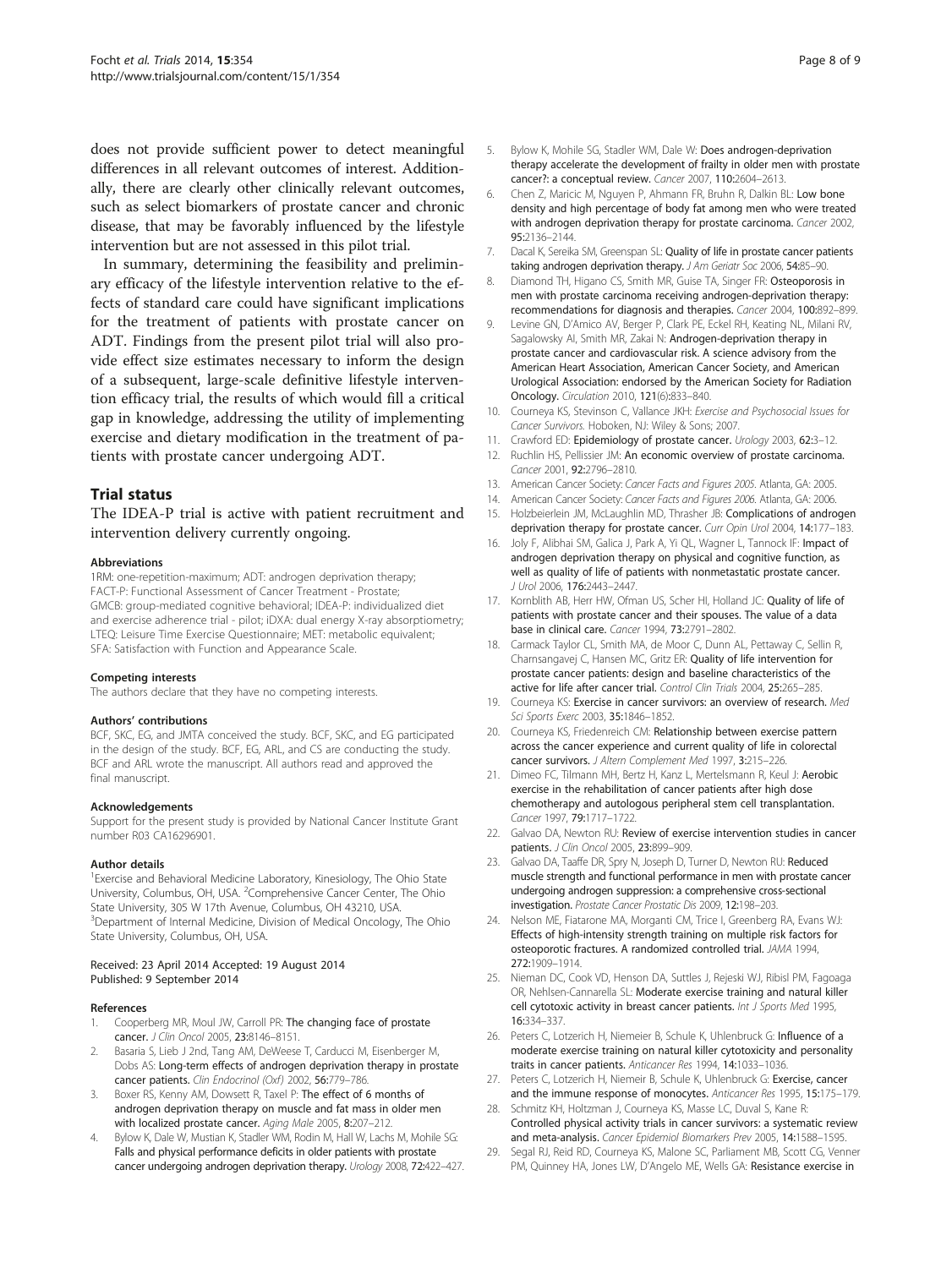does not provide sufficient power to detect meaningful differences in all relevant outcomes of interest. Additionally, there are clearly other clinically relevant outcomes, such as select biomarkers of prostate cancer and chronic disease, that may be favorably influenced by the lifestyle intervention but are not assessed in this pilot trial.

In summary, determining the feasibility and preliminary efficacy of the lifestyle intervention relative to the effects of standard care could have significant implications for the treatment of patients with prostate cancer on ADT. Findings from the present pilot trial will also provide effect size estimates necessary to inform the design of a subsequent, large-scale definitive lifestyle intervention efficacy trial, the results of which would fill a critical gap in knowledge, addressing the utility of implementing exercise and dietary modification in the treatment of patients with prostate cancer undergoing ADT.

## Trial status

The IDEA-P trial is active with patient recruitment and intervention delivery currently ongoing.

#### Abbreviations

1RM: one-repetition-maximum; ADT: androgen deprivation therapy; FACT-P: Functional Assessment of Cancer Treatment - Prostate; GMCB: group-mediated cognitive behavioral; IDEA-P: individualized diet and exercise adherence trial - pilot; iDXA: dual energy X-ray absorptiometry; LTEQ: Leisure Time Exercise Questionnaire; MET: metabolic equivalent; SFA: Satisfaction with Function and Appearance Scale.

#### Competing interests

The authors declare that they have no competing interests.

#### Authors' contributions

BCF, SKC, EG, and JMTA conceived the study. BCF, SKC, and EG participated in the design of the study. BCF, EG, ARL, and CS are conducting the study. BCF and ARL wrote the manuscript. All authors read and approved the final manuscript.

#### Acknowledgements

Support for the present study is provided by National Cancer Institute Grant number R03 CA16296901.

#### Author details

[1]Exercise and Behavioral Medicine Laboratory, Kinesiology, The Ohio State University, Columbus, OH, USA. [2]Comprehensive Cancer Center, The Ohio State University, 305 W 17th Avenue, Columbus, OH 43210, USA. [3]Department of Internal Medicine, Division of Medical Oncology, The Ohio State University, Columbus, OH, USA.

Received: 23 April 2014 Accepted: 19 August 2014
Published: 9 September 2014

#### References

1. Cooperberg MR, Moul JW, Carroll PR: **The changing face of prostate cancer.** *J Clin Oncol* 2005, **23:**8146–8151.
2. Basaria S, Lieb J 2nd, Tang AM, DeWeese T, Carducci M, Eisenberger M, Dobs AS: **Long-term effects of androgen deprivation therapy in prostate cancer patients.** *Clin Endocrinol (Oxf)* 2002, **56:**779–786.
3. Boxer RS, Kenny AM, Dowsett R, Taxel P: **The effect of 6 months of androgen deprivation therapy on muscle and fat mass in older men with localized prostate cancer.** *Aging Male* 2005, **8:**207–212.
4. Bylow K, Dale W, Mustian K, Stadler WM, Rodin M, Hall W, Lachs M, Mohile SG: **Falls and physical performance deficits in older patients with prostate cancer undergoing androgen deprivation therapy.** *Urology* 2008, **72:**422–427.
5. Bylow K, Mohile SG, Stadler WM, Dale W: **Does androgen-deprivation therapy accelerate the development of frailty in older men with prostate cancer?: a conceptual review.** *Cancer* 2007, **110:**2604–2613.
6. Chen Z, Maricic M, Nguyen P, Ahmann FR, Bruhn R, Dalkin BL: **Low bone density and high percentage of body fat among men who were treated with androgen deprivation therapy for prostate carcinoma.** *Cancer* 2002, **95:**2136–2144.
7. Dacal K, Sereika SM, Greenspan SL: **Quality of life in prostate cancer patients taking androgen deprivation therapy.** *J Am Geriatr Soc* 2006, **54:**85–90.
8. Diamond TH, Higano CS, Smith MR, Guise TA, Singer FR: **Osteoporosis in men with prostate carcinoma receiving androgen-deprivation therapy: recommendations for diagnosis and therapies.** *Cancer* 2004, **100:**892–899.
9. Levine GN, D'Amico AV, Berger P, Clark PE, Eckel RH, Keating NL, Milani RV, Sagalowsky AI, Smith MR, Zakai N: **Androgen-deprivation therapy in prostate cancer and cardiovascular risk. A science advisory from the American Heart Association, American Cancer Society, and American Urological Association: endorsed by the American Society for Radiation Oncology.** *Circulation* 2010, **121**(6)**:**833–840.
10. Courneya KS, Stevinson C, Vallance JKH: *Exercise and Psychosocial Issues for Cancer Survivors.* Hoboken, NJ: Wiley & Sons; 2007.
11. Crawford ED: **Epidemiology of prostate cancer.** *Urology* 2003, **62:**3–12.
12. Ruchlin HS, Pellissier JM: **An economic overview of prostate carcinoma.** *Cancer* 2001, **92:**2796–2810.
13. American Cancer Society: *Cancer Facts and Figures 2005*. Atlanta, GA: 2005.
14. American Cancer Society: *Cancer Facts and Figures 2006*. Atlanta, GA: 2006.
15. Holzbeierlein JM, McLaughlin MD, Thrasher JB: **Complications of androgen deprivation therapy for prostate cancer.** *Curr Opin Urol* 2004, **14:**177–183.
16. Joly F, Alibhai SM, Galica J, Park A, Yi QL, Wagner L, Tannock IF: **Impact of androgen deprivation therapy on physical and cognitive function, as well as quality of life of patients with nonmetastatic prostate cancer.** *J Urol* 2006, **176:**2443–2447.
17. Kornblith AB, Herr HW, Ofman US, Scher HI, Holland JC: **Quality of life of patients with prostate cancer and their spouses. The value of a data base in clinical care.** *Cancer* 1994, **73:**2791–2802.
18. Carmack Taylor CL, Smith MA, de Moor C, Dunn AL, Pettaway C, Sellin R, Charnsangavej C, Hansen MC, Gritz ER: **Quality of life intervention for prostate cancer patients: design and baseline characteristics of the active for life after cancer trial.** *Control Clin Trials* 2004, **25:**265–285.
19. Courneya KS: **Exercise in cancer survivors: an overview of research.** *Med Sci Sports Exerc* 2003, **35:**1846–1852.
20. Courneya KS, Friedenreich CM: **Relationship between exercise pattern across the cancer experience and current quality of life in colorectal cancer survivors.** *J Altern Complement Med* 1997, **3:**215–226.
21. Dimeo FC, Tilmann MH, Bertz H, Kanz L, Mertelsmann R, Keul J: **Aerobic exercise in the rehabilitation of cancer patients after high dose chemotherapy and autologous peripheral stem cell transplantation.** *Cancer* 1997, **79:**1717–1722.
22. Galvao DA, Newton RU: **Review of exercise intervention studies in cancer patients.** *J Clin Oncol* 2005, **23:**899–909.
23. Galvao DA, Taaffe DR, Spry N, Joseph D, Turner D, Newton RU: **Reduced muscle strength and functional performance in men with prostate cancer undergoing androgen suppression: a comprehensive cross-sectional investigation.** *Prostate Cancer Prostatic Dis* 2009, **12:**198–203.
24. Nelson ME, Fiatarone MA, Morganti CM, Trice I, Greenberg RA, Evans WJ: **Effects of high-intensity strength training on multiple risk factors for osteoporotic fractures. A randomized controlled trial.** *JAMA* 1994, **272:**1909–1914.
25. Nieman DC, Cook VD, Henson DA, Suttles J, Rejeski WJ, Ribisl PM, Fagoaga OR, Nehlsen-Cannarella SL: **Moderate exercise training and natural killer cell cytotoxic activity in breast cancer patients.** *Int J Sports Med* 1995, **16:**334–337.
26. Peters C, Lotzerich H, Niemeier B, Schule K, Uhlenbruck G: **Influence of a moderate exercise training on natural killer cytotoxicity and personality traits in cancer patients.** *Anticancer Res* 1994, **14:**1033–1036.
27. Peters C, Lotzerich H, Niemeir B, Schule K, Uhlenbruck G: **Exercise, cancer and the immune response of monocytes.** *Anticancer Res* 1995, **15:**175–179.
28. Schmitz KH, Holtzman J, Courneya KS, Masse LC, Duval S, Kane R: **Controlled physical activity trials in cancer survivors: a systematic review and meta-analysis.** *Cancer Epidemiol Biomarkers Prev* 2005, **14:**1588–1595.
29. Segal RJ, Reid RD, Courneya KS, Malone SC, Parliament MB, Scott CG, Venner PM, Quinney HA, Jones LW, D'Angelo ME, Wells GA: **Resistance exercise in**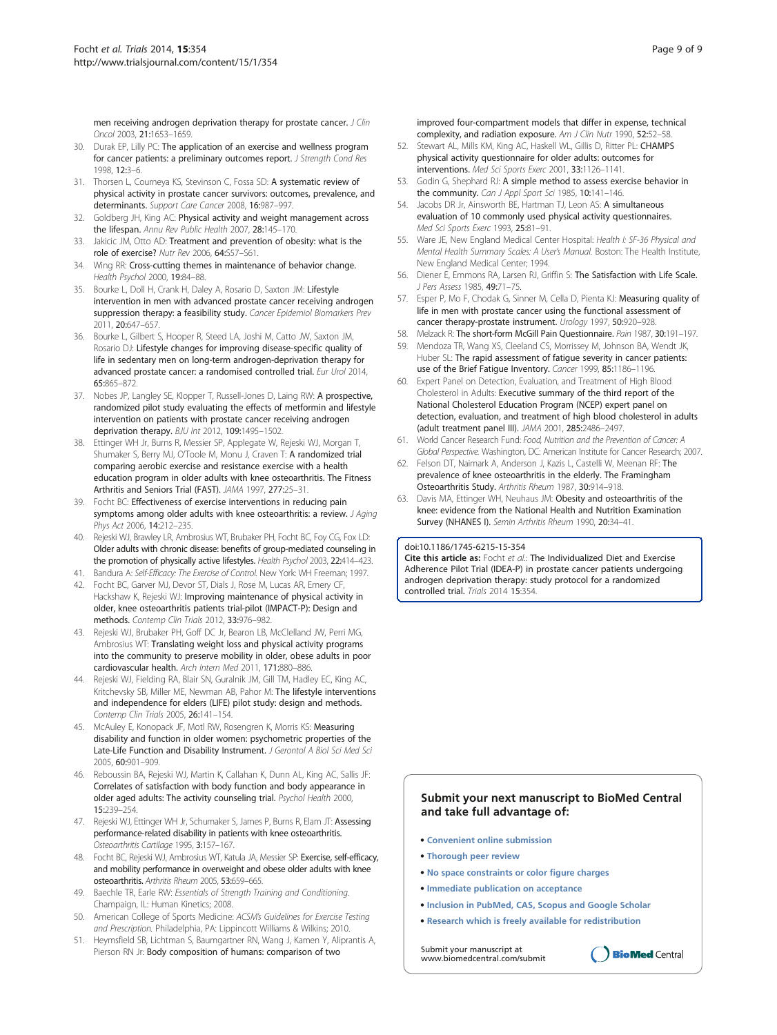men receiving androgen deprivation therapy for prostate cancer. *J Clin Oncol* 2003, **21**:1653–1659.

30. Durak EP, Lilly PC: **The application of an exercise and wellness program for cancer patients: a preliminary outcomes report.** *J Strength Cond Res* 1998, **12**:3–6.
31. Thorsen L, Courneya KS, Stevinson C, Fossa SD: **A systematic review of physical activity in prostate cancer survivors: outcomes, prevalence, and determinants.** *Support Care Cancer* 2008, **16**:987–997.
32. Goldberg JH, King AC: **Physical activity and weight management across the lifespan.** *Annu Rev Public Health* 2007, **28**:145–170.
33. Jakicic JM, Otto AD: **Treatment and prevention of obesity: what is the role of exercise?** *Nutr Rev* 2006, **64**:S57–S61.
34. Wing RR: **Cross-cutting themes in maintenance of behavior change.** *Health Psychol* 2000, **19**:84–88.
35. Bourke L, Doll H, Crank H, Daley A, Rosario D, Saxton JM: **Lifestyle intervention in men with advanced prostate cancer receiving androgen suppression therapy: a feasibility study.** *Cancer Epidemiol Biomarkers Prev* 2011, **20**:647–657.
36. Bourke L, Gilbert S, Hooper R, Steed LA, Joshi M, Catto JW, Saxton JM, Rosario DJ: **Lifestyle changes for improving disease-specific quality of life in sedentary men on long-term androgen-deprivation therapy for advanced prostate cancer: a randomised controlled trial.** *Eur Urol* 2014, **65**:865–872.
37. Nobes JP, Langley SE, Klopper T, Russell-Jones D, Laing RW: **A prospective, randomized pilot study evaluating the effects of metformin and lifestyle intervention on patients with prostate cancer receiving androgen deprivation therapy.** *BJU Int* 2012, **109**:1495–1502.
38. Ettinger WH Jr, Burns R, Messier SP, Applegate W, Rejeski WJ, Morgan T, Shumaker S, Berry MJ, O'Toole M, Monu J, Craven T: **A randomized trial comparing aerobic exercise and resistance exercise with a health education program in older adults with knee osteoarthritis. The Fitness Arthritis and Seniors Trial (FAST).** *JAMA* 1997, **277**:25–31.
39. Focht BC: **Effectiveness of exercise interventions in reducing pain symptoms among older adults with knee osteoarthritis: a review.** *J Aging Phys Act* 2006, **14**:212–235.
40. Rejeski WJ, Brawley LR, Ambrosius WT, Brubaker PH, Focht BC, Foy CG, Fox LD: **Older adults with chronic disease: benefits of group-mediated counseling in the promotion of physically active lifestyles.** *Health Psychol* 2003, **22**:414–423.
41. Bandura A: *Self-Efficacy: The Exercise of Control.* New York: WH Freeman; 1997.
42. Focht BC, Garver MJ, Devor ST, Dials J, Rose M, Lucas AR, Emery CF, Hackshaw K, Rejeski WJ: **Improving maintenance of physical activity in older, knee osteoarthritis patients trial-pilot (IMPACT-P): Design and methods.** *Contemp Clin Trials* 2012, **33**:976–982.
43. Rejeski WJ, Brubaker PH, Goff DC Jr, Bearon LB, McClelland JW, Perri MG, Ambrosius WT: **Translating weight loss and physical activity programs into the community to preserve mobility in older, obese adults in poor cardiovascular health.** *Arch Intern Med* 2011, **171**:880–886.
44. Rejeski WJ, Fielding RA, Blair SN, Guralnik JM, Gill TM, Hadley EC, King AC, Kritchevsky SB, Miller ME, Newman AB, Pahor M: **The lifestyle interventions and independence for elders (LIFE) pilot study: design and methods.** *Contemp Clin Trials* 2005, **26**:141–154.
45. McAuley E, Konopack JF, Motl RW, Rosengren K, Morris KS: **Measuring disability and function in older women: psychometric properties of the Late-Life Function and Disability Instrument.** *J Gerontol A Biol Sci Med Sci* 2005, **60**:901–909.
46. Reboussin BA, Rejeski WJ, Martin K, Callahan K, Dunn AL, King AC, Sallis JF: **Correlates of satisfaction with body function and body appearance in older aged adults: The activity counseling trial.** *Psychol Health* 2000, **15**:239–254.
47. Rejeski WJ, Ettinger WH Jr, Schumaker S, James P, Burns R, Elam JT: **Assessing performance-related disability in patients with knee osteoarthritis.** *Osteoarthritis Cartilage* 1995, **3**:157–167.
48. Focht BC, Rejeski WJ, Ambrosius WT, Katula JA, Messier SP: **Exercise, self-efficacy, and mobility performance in overweight and obese older adults with knee osteoarthritis.** *Arthritis Rheum* 2005, **53**:659–665.
49. Baechle TR, Earle RW: *Essentials of Strength Training and Conditioning.* Champaign, IL: Human Kinetics; 2008.
50. American College of Sports Medicine: *ACSM's Guidelines for Exercise Testing and Prescription.* Philadelphia, PA: Lippincott Williams & Wilkins; 2010.
51. Heymsfield SB, Lichtman S, Baumgartner RN, Wang J, Kamen Y, Aliprantis A, Pierson RN Jr: **Body composition of humans: comparison of two improved four-compartment models that differ in expense, technical complexity, and radiation exposure.** *Am J Clin Nutr* 1990, **52**:52–58.
52. Stewart AL, Mills KM, King AC, Haskell WL, Gillis D, Ritter PL: **CHAMPS physical activity questionnaire for older adults: outcomes for interventions.** *Med Sci Sports Exerc* 2001, **33**:1126–1141.
53. Godin G, Shephard RJ: **A simple method to assess exercise behavior in the community.** *Can J Appl Sport Sci* 1985, **10**:141–146.
54. Jacobs DR Jr, Ainsworth BE, Hartman TJ, Leon AS: **A simultaneous evaluation of 10 commonly used physical activity questionnaires.** *Med Sci Sports Exerc* 1993, **25**:81–91.
55. Ware JE, New England Medical Center Hospital: *Health I: SF-36 Physical and Mental Health Summary Scales: A User's Manual.* Boston: The Health Institute, New England Medical Center; 1994.
56. Diener E, Emmons RA, Larsen RJ, Griffin S: **The Satisfaction with Life Scale.** *J Pers Assess* 1985, **49**:71–75.
57. Esper P, Mo F, Chodak G, Sinner M, Cella D, Pienta KJ: **Measuring quality of life in men with prostate cancer using the functional assessment of cancer therapy-prostate instrument.** *Urology* 1997, **50**:920–928.
58. Melzack R: **The short-form McGill Pain Questionnaire.** *Pain* 1987, **30**:191–197.
59. Mendoza TR, Wang XS, Cleeland CS, Morrissey M, Johnson BA, Wendt JK, Huber SL: **The rapid assessment of fatigue severity in cancer patients: use of the Brief Fatigue Inventory.** *Cancer* 1999, **85**:1186–1196.
60. Expert Panel on Detection, Evaluation, and Treatment of High Blood Cholesterol in Adults: **Executive summary of the third report of the National Cholesterol Education Program (NCEP) expert panel on detection, evaluation, and treatment of high blood cholesterol in adults (adult treatment panel III).** *JAMA* 2001, **285**:2486–2497.
61. World Cancer Research Fund: *Food, Nutrition and the Prevention of Cancer: A Global Perspective.* Washington, DC: American Institute for Cancer Research; 2007.
62. Felson DT, Naimark A, Anderson J, Kazis L, Castelli W, Meenan RF: **The prevalence of knee osteoarthritis in the elderly. The Framingham Osteoarthritis Study.** *Arthritis Rheum* 1987, **30**:914–918.
63. Davis MA, Ettinger WH, Neuhaus JM: **Obesity and osteoarthritis of the knee: evidence from the National Health and Nutrition Examination Survey (NHANES I).** *Semin Arthritis Rheum* 1990, **20**:34–41.

doi:10.1186/1745-6215-15-354

**Cite this article as:** Focht *et al.*: The Individualized Diet and Exercise Adherence Pilot Trial (IDEA-P) in prostate cancer patients undergoing androgen deprivation therapy: study protocol for a randomized controlled trial. *Trials* 2014 **15**:354.

**Submit your next manuscript to BioMed Central and take full advantage of:**

- **Convenient online submission**
- **Thorough peer review**
- **No space constraints or color figure charges**
- **Immediate publication on acceptance**
- **Inclusion in PubMed, CAS, Scopus and Google Scholar**
- **Research which is freely available for redistribution**

Submit your manuscript at www.biomedcentral.com/submit

BioMed Central